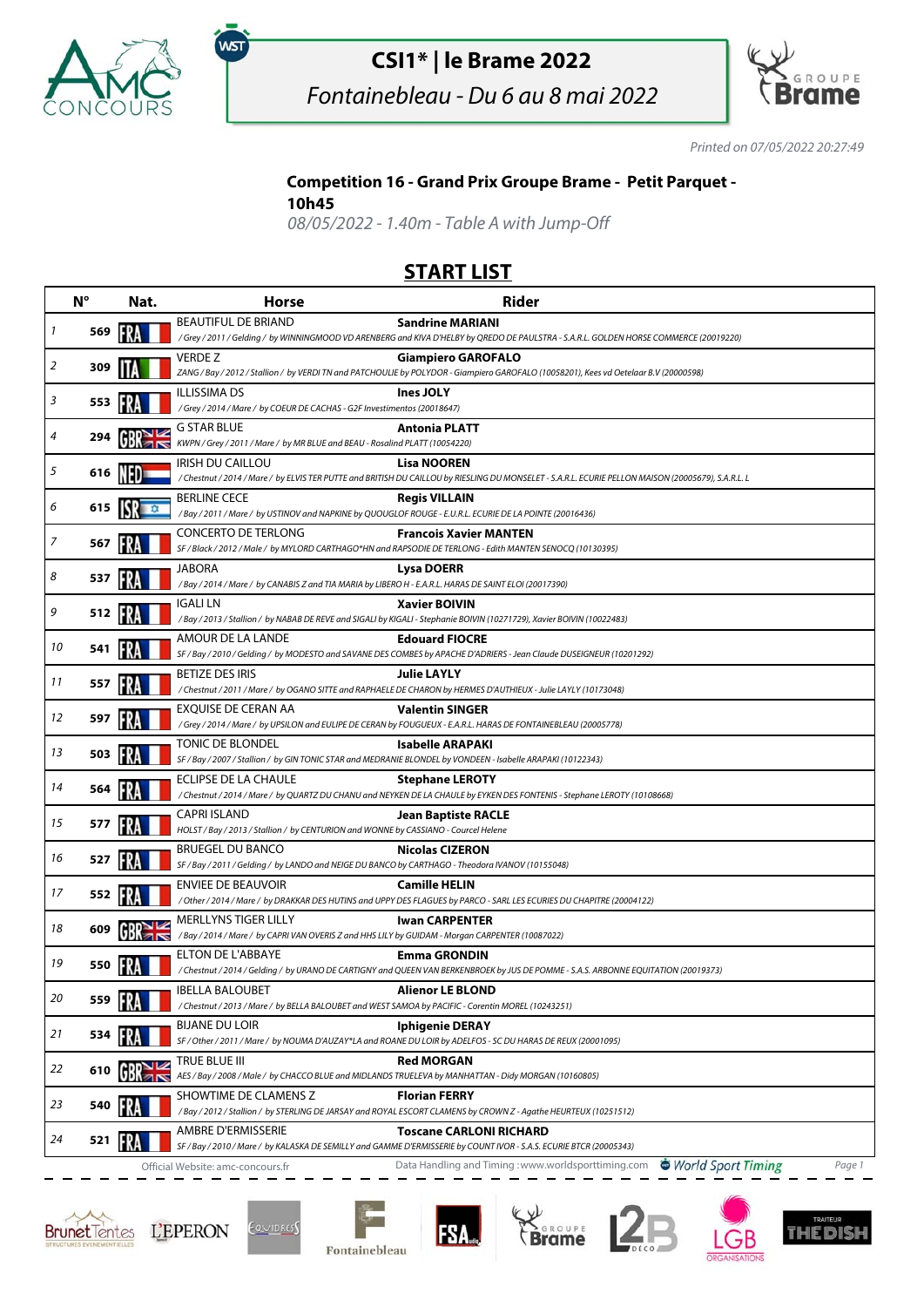# CSI1* | le Brame 2022

*Fontainebleau - Du 6 au 8 mai 2022*

*Printed on 07/05/2022 20:27:49*

## Competition 16 - Grand Prix Groupe Brame - Petit Parquet - 10h45

*08/05/2022 - 1.40m - Table A with Jump-Off*

## START LIST

| | N° | Nat. | Horse | Rider |
|---|---|---|---|---|
| 1 | 569 | FRA | BEAUTIFUL DE BRIAND<br>*/ Grey / 2011 / Gelding / by WINNINGMOOD VD ARENBERG and KIVA D'HELBY by QREDO DE PAULSTRA - S.A.R.L. GOLDEN HORSE COMMERCE (20019220)* | **Sandrine MARIANI** |
| 2 | 309 | ITA | VERDE Z<br>*ZANG / Bay / 2012 / Stallion / by VERDI TN and PATCHOULIE by POLYDOR - Giampiero GAROFALO (10058201), Kees vd Oetelaar B.V (20000598)* | **Giampiero GAROFALO** |
| 3 | 553 | FRA | ILLISSIMA DS<br>*/ Grey / 2014 / Mare / by COEUR DE CACHAS - G2F Investimentos (20018647)* | **Ines JOLY** |
| 4 | 294 | GBR | G STAR BLUE<br>*KWPN / Grey / 2011 / Mare / by MR BLUE and BEAU - Rosalind PLATT (10054220)* | **Antonia PLATT** |
| 5 | 616 | NED | IRISH DU CAILLOU<br>*/ Chestnut / 2014 / Mare / by ELVIS TER PUTTE and BRITISH DU CAILLOU by RIESLING DU MONSELET - S.A.R.L. ECURIE PELLON MAISON (20005679), S.A.R.L. L* | **Lisa NOOREN** |
| 6 | 615 | ISR | BERLINE CECE<br>*/ Bay / 2011 / Mare / by USTINOV and NAPKINE by QUOUGLOF ROUGE - E.U.R.L. ECURIE DE LA POINTE (20016436)* | **Regis VILLAIN** |
| 7 | 567 | FRA | CONCERTO DE TERLONG<br>*SF / Black / 2012 / Male / by MYLORD CARTHAGO\*HN and RAPSODIE DE TERLONG - Edith MANTEN SENOCQ (10130395)* | **Francois Xavier MANTEN** |
| 8 | 537 | FRA | JABORA<br>*/ Bay / 2014 / Mare / by CANABIS Z and TIA MARIA by LIBERO H - E.A.R.L. HARAS DE SAINT ELOI (20017390)* | **Lysa DOERR** |
| 9 | 512 | FRA | IGALI LN<br>*/ Bay / 2013 / Stallion / by NABAB DE REVE and SIGALI by KIGALI - Stephanie BOIVIN (10271729), Xavier BOIVIN (10022483)* | **Xavier BOIVIN** |
| 10 | 541 | FRA | AMOUR DE LA LANDE<br>*SF / Bay / 2010 / Gelding / by MODESTO and SAVANE DES COMBES by APACHE D'ADRIERS - Jean Claude DUSEIGNEUR (10201292)* | **Edouard FIOCRE** |
| 11 | 557 | FRA | BETIZE DES IRIS<br>*/ Chestnut / 2011 / Mare / by OGANO SITTE and RAPHAELE DE CHARON by HERMES D'AUTHIEUX - Julie LAYLY (10173048)* | **Julie LAYLY** |
| 12 | 597 | FRA | EXQUISE DE CERAN AA<br>*/ Grey / 2014 / Mare / by UPSILON and EULIPE DE CERAN by FOUGUEUX - E.A.R.L. HARAS DE FONTAINEBLEAU (20005778)* | **Valentin SINGER** |
| 13 | 503 | FRA | TONIC DE BLONDEL<br>*SF / Bay / 2007 / Stallion / by GIN TONIC STAR and MEDRANIE BLONDEL by VONDEEN - Isabelle ARAPAKI (10122343)* | **Isabelle ARAPAKI** |
| 14 | 564 | FRA | ECLIPSE DE LA CHAULE<br>*/ Chestnut / 2014 / Mare / by QUARTZ DU CHANU and NEYKEN DE LA CHAULE by EYKEN DES FONTENIS - Stephane LEROTY (10108668)* | **Stephane LEROTY** |
| 15 | 577 | FRA | CAPRI ISLAND<br>*HOLST / Bay / 2013 / Stallion / by CENTURION and WONNE by CASSIANO - Courcel Helene* | **Jean Baptiste RACLE** |
| 16 | 527 | FRA | BRUEGEL DU BANCO<br>*SF / Bay / 2011 / Gelding / by LANDO and NEIGE DU BANCO by CARTHAGO - Theodora IVANOV (10155048)* | **Nicolas CIZERON** |
| 17 | 552 | FRA | ENVIEE DE BEAUVOIR<br>*/ Other / 2014 / Mare / by DRAKKAR DES HUTINS and UPPY DES FLAGUES by PARCO - SARL LES ECURIES DU CHAPITRE (20004122)* | **Camille HELIN** |
| 18 | 609 | GBR | MERLLYNS TIGER LILLY<br>*/ Bay / 2014 / Mare / by CAPRI VAN OVERIS Z and HHS LILY by GUIDAM - Morgan CARPENTER (10087022)* | **Iwan CARPENTER** |
| 19 | 550 | FRA | ELTON DE L'ABBAYE<br>*/ Chestnut / 2014 / Gelding / by URANO DE CARTIGNY and QUEEN VAN BERKENBROEK by JUS DE POMME - S.A.S. ARBONNE EQUITATION (20019373)* | **Emma GRONDIN** |
| 20 | 559 | FRA | IBELLA BALOUBET<br>*/ Chestnut / 2013 / Mare / by BELLA BALOUBET and WEST SAMOA by PACIFIC - Corentin MOREL (10243251)* | **Alienor LE BLOND** |
| 21 | 534 | FRA | BIJANE DU LOIR<br>*SF / Other / 2011 / Mare / by NOUMA D'AUZAY\*LA and ROANE DU LOIR by ADELFOS - SC DU HARAS DE REUX (20001095)* | **Iphigenie DERAY** |
| 22 | 610 | GBR | TRUE BLUE III<br>*AES / Bay / 2008 / Male / by CHACCO BLUE and MIDLANDS TRUELEVA by MANHATTAN - Didy MORGAN (10160805)* | **Red MORGAN** |
| 23 | 540 | FRA | SHOWTIME DE CLAMENS Z<br>*/ Bay / 2012 / Stallion / by STERLING DE JARSAY and ROYAL ESCORT CLAMENS by CROWN Z - Agathe HEURTEUX (10251512)* | **Florian FERRY** |
| 24 | 521 | FRA | AMBRE D'ERMISSERIE<br>*SF / Bay / 2010 / Mare / by KALASKA DE SEMILLY and GAMME D'ERMISSERIE by COUNT IVOR - S.A.S. ECURIE BTCR (20005343)* | **Toscane CARLONI RICHARD** |

Official Website: amc-concours.fr — Data Handling and Timing : www.worldsporttiming.com — World Sport Timing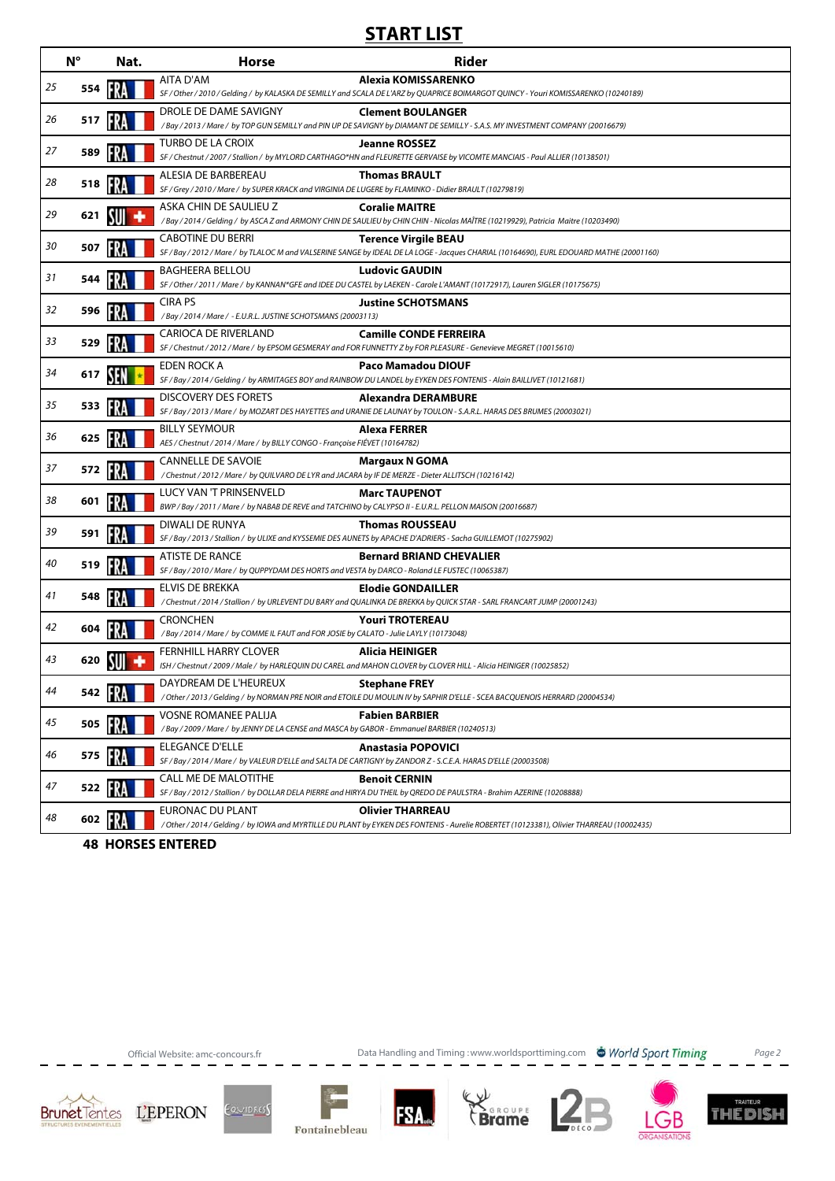## START LIST

| | N° | Nat. | Horse | Rider |
|---|---|---|---|---|
| 25 | 554 | FRA | AITA D'AM<br>*SF / Other / 2010 / Gelding / by KALASKA DE SEMILLY and SCALA DE L'ARZ by QUAPRICE BOIMARGOT QUINCY - Youri KOMISSARENKO (10240189)* | **Alexia KOMISSARENKO** |
| 26 | 517 | FRA | DROLE DE DAME SAVIGNY<br>*/ Bay / 2013 / Mare / by TOP GUN SEMILLY and PIN UP DE SAVIGNY by DIAMANT DE SEMILLY - S.A.S. MY INVESTMENT COMPANY (20016679)* | **Clement BOULANGER** |
| 27 | 589 | FRA | TURBO DE LA CROIX<br>*SF / Chestnut / 2007 / Stallion / by MYLORD CARTHAGO*HN and FLEURETTE GERVAISE by VICOMTE MANCIAIS - Paul ALLIER (10138501)* | **Jeanne ROSSEZ** |
| 28 | 518 | FRA | ALESIA DE BARBEREAU<br>*SF / Grey / 2010 / Mare / by SUPER KRACK and VIRGINIA DE LUGERE by FLAMINKO - Didier BRAULT (10279819)* | **Thomas BRAULT** |
| 29 | 621 | SUI | ASKA CHIN DE SAULIEU Z<br>*/ Bay / 2014 / Gelding / by ASCA Z and ARMONY CHIN DE SAULIEU by CHIN CHIN - Nicolas MAÎTRE (10219929), Patricia Maitre (10203490)* | **Coralie MAITRE** |
| 30 | 507 | FRA | CABOTINE DU BERRI<br>*SF / Bay / 2012 / Mare / by TLALOC M and VALSERINE SANGE by IDEAL DE LA LOGE - Jacques CHARIAL (10164690), EURL EDOUARD MATHE (20001160)* | **Terence Virgile BEAU** |
| 31 | 544 | FRA | BAGHEERA BELLOU<br>*SF / Other / 2011 / Mare / by KANNAN*GFE and IDEE DU CASTEL by LAEKEN - Carole L'AMANT (10172917), Lauren SIGLER (10175675)* | **Ludovic GAUDIN** |
| 32 | 596 | FRA | CIRA PS<br>*/ Bay / 2014 / Mare / - E.U.R.L. JUSTINE SCHOTSMANS (20003113)* | **Justine SCHOTSMANS** |
| 33 | 529 | FRA | CARIOCA DE RIVERLAND<br>*SF / Chestnut / 2012 / Mare / by EPSOM GESMERAY and FOR FUNNETTY Z by FOR PLEASURE - Genevieve MEGRET (10015610)* | **Camille CONDE FERREIRA** |
| 34 | 617 | SEN | EDEN ROCK A<br>*SF / Bay / 2014 / Gelding / by ARMITAGES BOY and RAINBOW DU LANDEL by EYKEN DES FONTENIS - Alain BAILLIVET (10121681)* | **Paco Mamadou DIOUF** |
| 35 | 533 | FRA | DISCOVERY DES FORETS<br>*SF / Bay / 2013 / Mare / by MOZART DES HAYETTES and URANIE DE LAUNAY by TOULON - S.A.R.L. HARAS DES BRUMES (20003021)* | **Alexandra DERAMBURE** |
| 36 | 625 | FRA | BILLY SEYMOUR<br>*AES / Chestnut / 2014 / Mare / by BILLY CONGO - Françoise FIÈVET (10164782)* | **Alexa FERRER** |
| 37 | 572 | FRA | CANNELLE DE SAVOIE<br>*/ Chestnut / 2012 / Mare / by QUILVARO DE LYR and JACARA by IF DE MERZE - Dieter ALLITSCH (10216142)* | **Margaux N GOMA** |
| 38 | 601 | FRA | LUCY VAN 'T PRINSENVELD<br>*BWP / Bay / 2011 / Mare / by NABAB DE REVE and TATCHINO by CALYPSO II - E.U.R.L. PELLON MAISON (20016687)* | **Marc TAUPENOT** |
| 39 | 591 | FRA | DIWALI DE RUNYA<br>*SF / Bay / 2013 / Stallion / by ULIXE and KYSSEMIE DES AUNETS by APACHE D'ADRIERS - Sacha GUILLEMOT (10275902)* | **Thomas ROUSSEAU** |
| 40 | 519 | FRA | ATISTE DE RANCE<br>*SF / Bay / 2010 / Mare / by QUPPYDAM DES HORTS and VESTA by DARCO - Roland LE FUSTEC (10065387)* | **Bernard BRIAND CHEVALIER** |
| 41 | 548 | FRA | ELVIS DE BREKKA<br>*/ Chestnut / 2014 / Stallion / by URLEVENT DU BARY and QUALINKA DE BREKKA by QUICK STAR - SARL FRANCART JUMP (20001243)* | **Elodie GONDAILLER** |
| 42 | 604 | FRA | CRONCHEN<br>*/ Bay / 2014 / Mare / by COMME IL FAUT and FOR JOSIE by CALATO - Julie LAYLY (10173048)* | **Youri TROTEREAU** |
| 43 | 620 | SUI | FERNHILL HARRY CLOVER<br>*ISH / Chestnut / 2009 / Male / by HARLEQUIN DU CAREL and MAHON CLOVER by CLOVER HILL - Alicia HEINIGER (10025852)* | **Alicia HEINIGER** |
| 44 | 542 | FRA | DAYDREAM DE L'HEUREUX<br>*/ Other / 2013 / Gelding / by NORMAN PRE NOIR and ETOILE DU MOULIN IV by SAPHIR D'ELLE - SCEA BACQUENOIS HERRARD (20004534)* | **Stephane FREY** |
| 45 | 505 | FRA | VOSNE ROMANEE PALIJA<br>*/ Bay / 2009 / Mare / by JENNY DE LA CENSE and MASCA by GABOR - Emmanuel BARBIER (10240513)* | **Fabien BARBIER** |
| 46 | 575 | FRA | ELEGANCE D'ELLE<br>*SF / Bay / 2014 / Mare / by VALEUR D'ELLE and SALTA DE CARTIGNY by ZANDOR Z - S.C.E.A. HARAS D'ELLE (20003508)* | **Anastasia POPOVICI** |
| 47 | 522 | FRA | CALL ME DE MALOTITHE<br>*SF / Bay / 2012 / Stallion / by DOLLAR DELA PIERRE and HIRYA DU THEIL by QREDO DE PAULSTRA - Brahim AZERINE (10208888)* | **Benoit CERNIN** |
| 48 | 602 | FRA | EURONAC DU PLANT<br>*/ Other / 2014 / Gelding / by IOWA and MYRTILLE DU PLANT by EYKEN DES FONTENIS - Aurelie ROBERTET (10123381), Olivier THARREAU (10002435)* | **Olivier THARREAU** |

**48 HORSES ENTERED**

Official Website: amc-concours.fr

Data Handling and Timing : www.worldsporttiming.com World Sport Timing